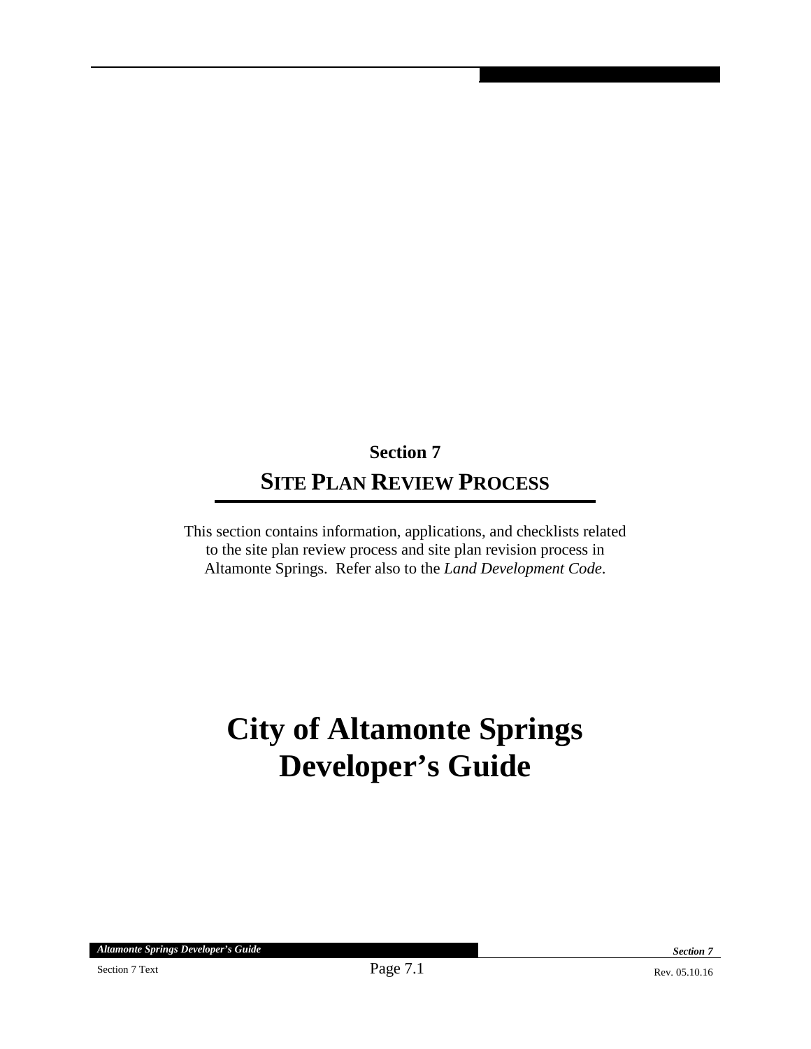# Section 7

## SITE PLAN REVIEW PROCESS

This section contains information, applications, and checklists related to the site plan review process and site plan revision process in Altamonte Springs. Refer also to the *Land Development Code*.

# City of Altamonte Springs Developer's Guide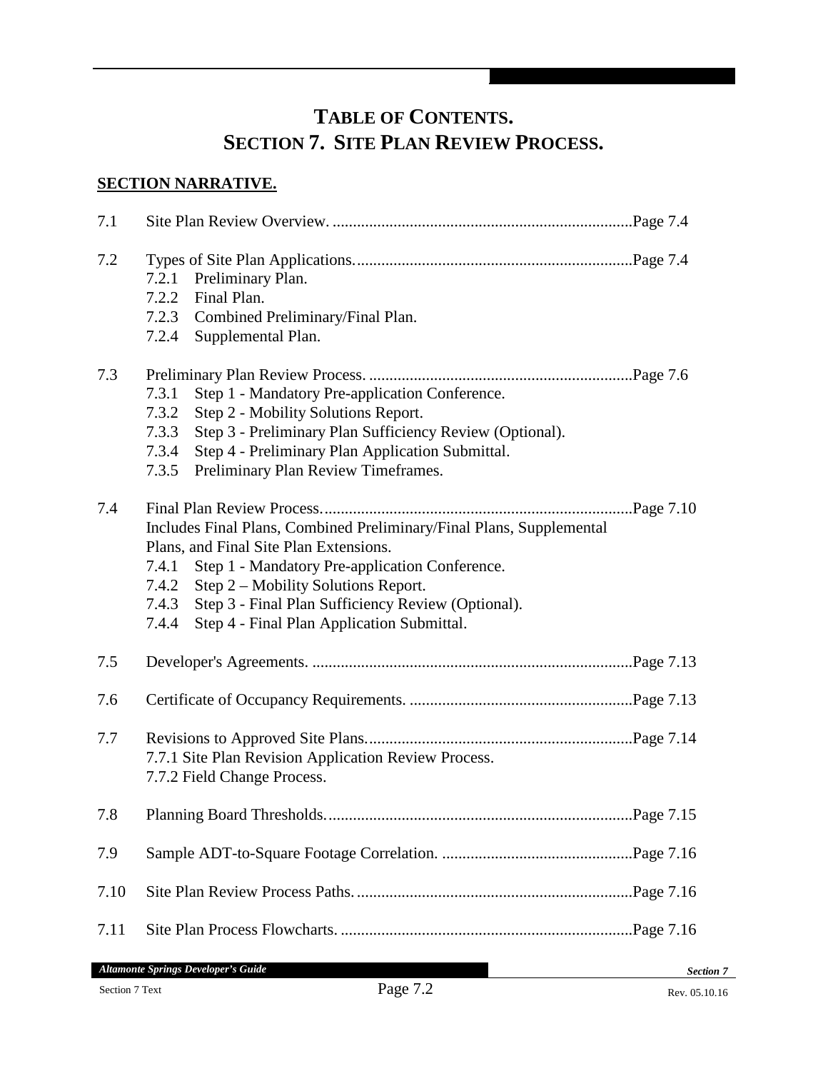# TABLE OF CONTENTS.
# SECTION 7. SITE PLAN REVIEW PROCESS.

**SECTION NARRATIVE.**

7.1 Site Plan Review Overview. ..........................................................................Page 7.4

7.2 Types of Site Plan Applications....................................................................Page 7.4
- 7.2.1 Preliminary Plan.
- 7.2.2 Final Plan.
- 7.2.3 Combined Preliminary/Final Plan.
- 7.2.4 Supplemental Plan.

7.3 Preliminary Plan Review Process. .................................................................Page 7.6
- 7.3.1 Step 1 - Mandatory Pre-application Conference.
- 7.3.2 Step 2 - Mobility Solutions Report.
- 7.3.3 Step 3 - Preliminary Plan Sufficiency Review (Optional).
- 7.3.4 Step 4 - Preliminary Plan Application Submittal.
- 7.3.5 Preliminary Plan Review Timeframes.

7.4 Final Plan Review Process............................................................................Page 7.10
Includes Final Plans, Combined Preliminary/Final Plans, Supplemental Plans, and Final Site Plan Extensions.
- 7.4.1 Step 1 - Mandatory Pre-application Conference.
- 7.4.2 Step 2 – Mobility Solutions Report.
- 7.4.3 Step 3 - Final Plan Sufficiency Review (Optional).
- 7.4.4 Step 4 - Final Plan Application Submittal.

7.5 Developer's Agreements. ..............................................................................Page 7.13

7.6 Certificate of Occupancy Requirements. .......................................................Page 7.13

7.7 Revisions to Approved Site Plans.................................................................Page 7.14
- 7.7.1 Site Plan Revision Application Review Process.
- 7.7.2 Field Change Process.

7.8 Planning Board Thresholds...........................................................................Page 7.15

7.9 Sample ADT-to-Square Footage Correlation. ...............................................Page 7.16

7.10 Site Plan Review Process Paths....................................................................Page 7.16

7.11 Site Plan Process Flowcharts. ........................................................................Page 7.16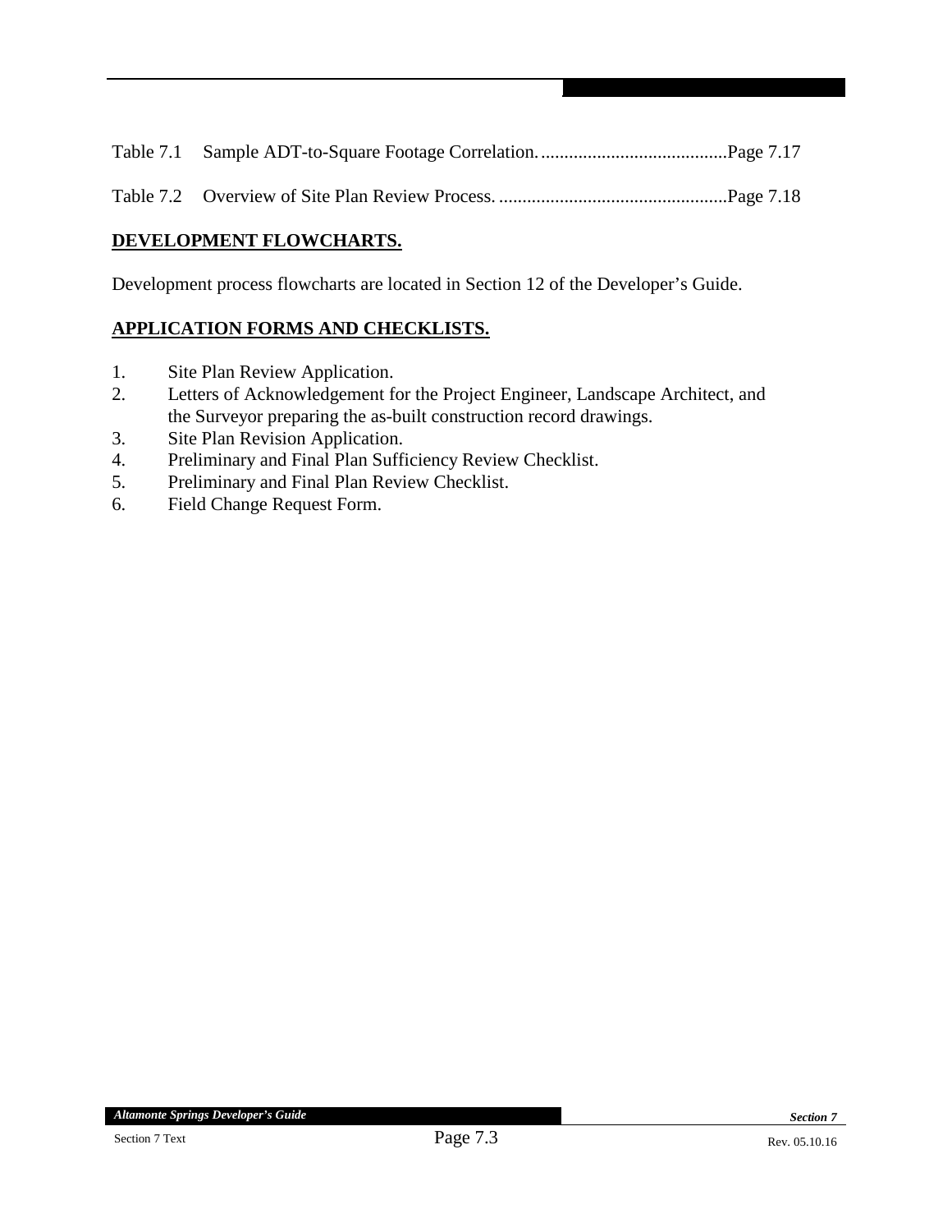Table 7.1 Sample ADT-to-Square Footage Correlation. ........................................Page 7.17

Table 7.2 Overview of Site Plan Review Process. .................................................Page 7.18

## DEVELOPMENT FLOWCHARTS.

Development process flowcharts are located in Section 12 of the Developer's Guide.

## APPLICATION FORMS AND CHECKLISTS.

1. Site Plan Review Application.
2. Letters of Acknowledgement for the Project Engineer, Landscape Architect, and the Surveyor preparing the as-built construction record drawings.
3. Site Plan Revision Application.
4. Preliminary and Final Plan Sufficiency Review Checklist.
5. Preliminary and Final Plan Review Checklist.
6. Field Change Request Form.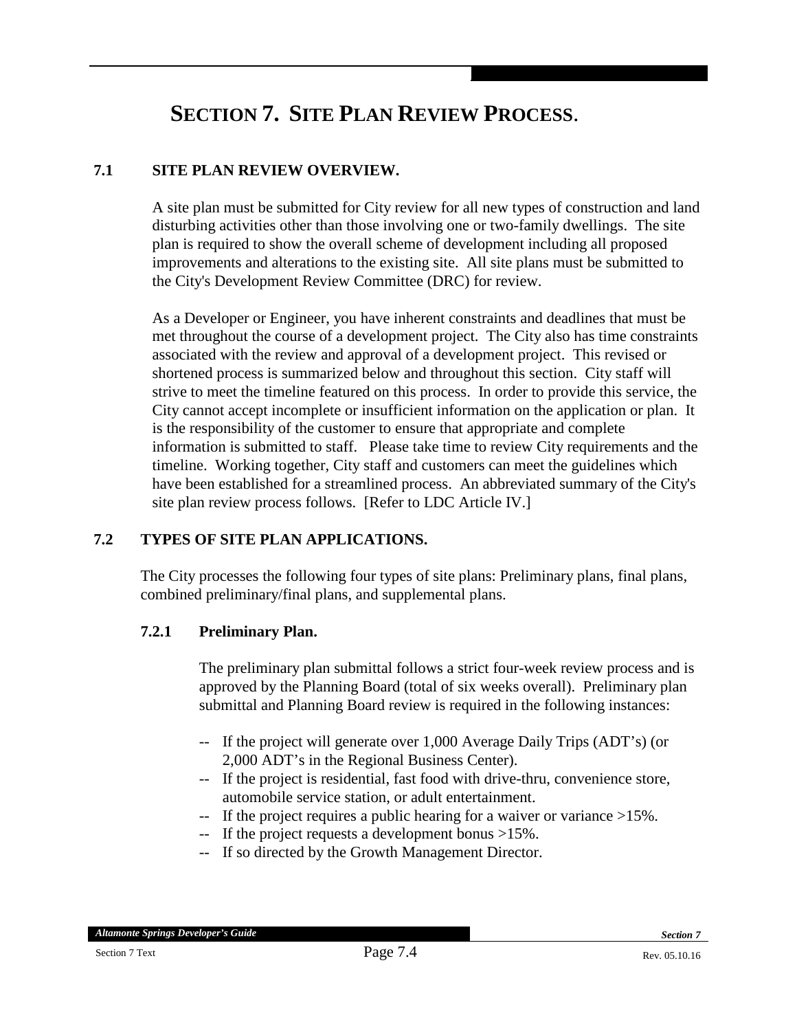# SECTION 7. SITE PLAN REVIEW PROCESS.

## 7.1 SITE PLAN REVIEW OVERVIEW.

A site plan must be submitted for City review for all new types of construction and land disturbing activities other than those involving one or two-family dwellings. The site plan is required to show the overall scheme of development including all proposed improvements and alterations to the existing site. All site plans must be submitted to the City's Development Review Committee (DRC) for review.

As a Developer or Engineer, you have inherent constraints and deadlines that must be met throughout the course of a development project. The City also has time constraints associated with the review and approval of a development project. This revised or shortened process is summarized below and throughout this section. City staff will strive to meet the timeline featured on this process. In order to provide this service, the City cannot accept incomplete or insufficient information on the application or plan. It is the responsibility of the customer to ensure that appropriate and complete information is submitted to staff. Please take time to review City requirements and the timeline. Working together, City staff and customers can meet the guidelines which have been established for a streamlined process. An abbreviated summary of the City's site plan review process follows. [Refer to LDC Article IV.]

## 7.2 TYPES OF SITE PLAN APPLICATIONS.

The City processes the following four types of site plans: Preliminary plans, final plans, combined preliminary/final plans, and supplemental plans.

### 7.2.1 Preliminary Plan.

The preliminary plan submittal follows a strict four-week review process and is approved by the Planning Board (total of six weeks overall). Preliminary plan submittal and Planning Board review is required in the following instances:

- If the project will generate over 1,000 Average Daily Trips (ADT's) (or 2,000 ADT's in the Regional Business Center).
- If the project is residential, fast food with drive-thru, convenience store, automobile service station, or adult entertainment.
- If the project requires a public hearing for a waiver or variance >15%.
- If the project requests a development bonus >15%.
- If so directed by the Growth Management Director.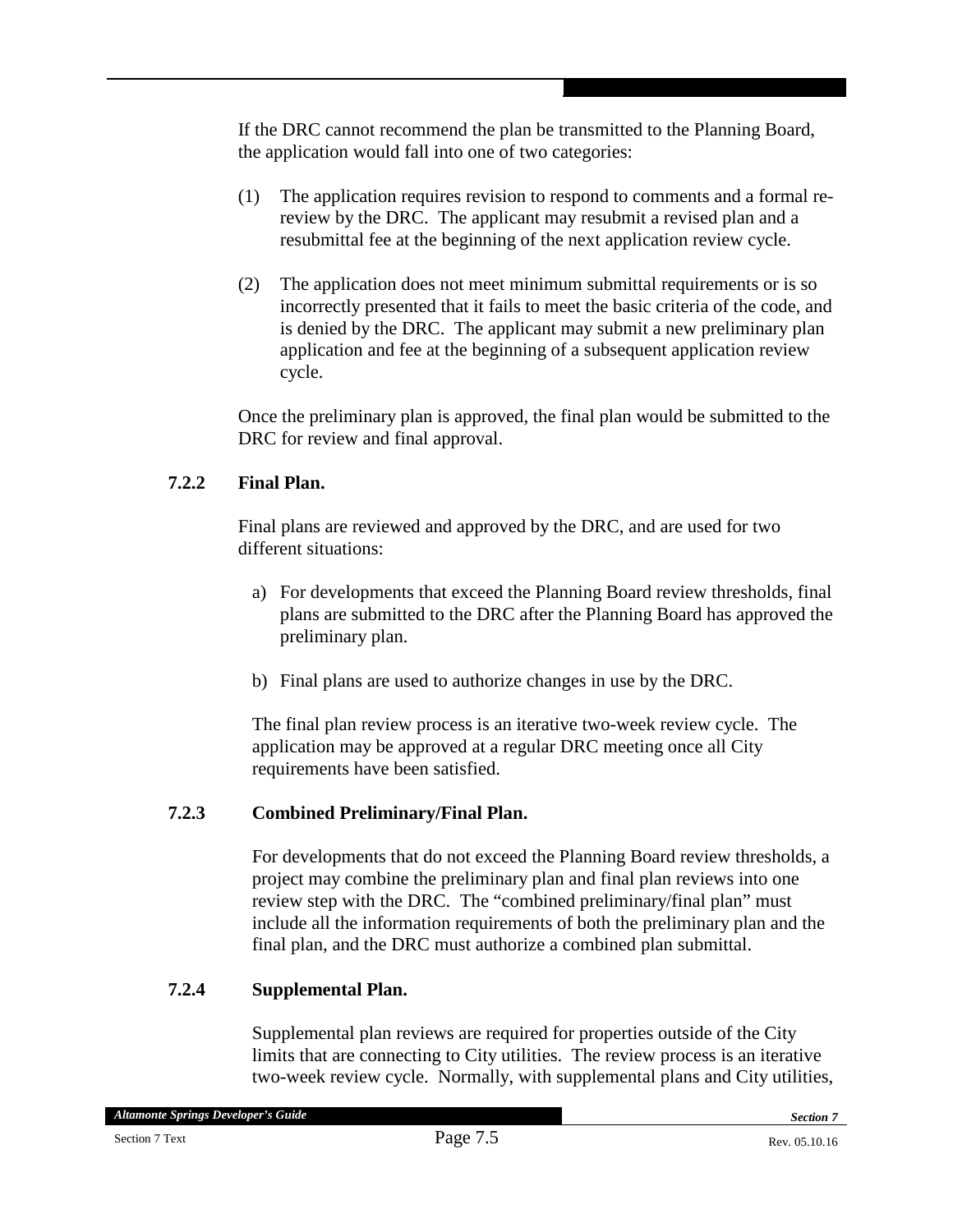If the DRC cannot recommend the plan be transmitted to the Planning Board, the application would fall into one of two categories:

(1) The application requires revision to respond to comments and a formal re-review by the DRC. The applicant may resubmit a revised plan and a resubmittal fee at the beginning of the next application review cycle.

(2) The application does not meet minimum submittal requirements or is so incorrectly presented that it fails to meet the basic criteria of the code, and is denied by the DRC. The applicant may submit a new preliminary plan application and fee at the beginning of a subsequent application review cycle.

Once the preliminary plan is approved, the final plan would be submitted to the DRC for review and final approval.

### 7.2.2 Final Plan.

Final plans are reviewed and approved by the DRC, and are used for two different situations:

a) For developments that exceed the Planning Board review thresholds, final plans are submitted to the DRC after the Planning Board has approved the preliminary plan.

b) Final plans are used to authorize changes in use by the DRC.

The final plan review process is an iterative two-week review cycle. The application may be approved at a regular DRC meeting once all City requirements have been satisfied.

### 7.2.3 Combined Preliminary/Final Plan.

For developments that do not exceed the Planning Board review thresholds, a project may combine the preliminary plan and final plan reviews into one review step with the DRC. The "combined preliminary/final plan" must include all the information requirements of both the preliminary plan and the final plan, and the DRC must authorize a combined plan submittal.

### 7.2.4 Supplemental Plan.

Supplemental plan reviews are required for properties outside of the City limits that are connecting to City utilities. The review process is an iterative two-week review cycle. Normally, with supplemental plans and City utilities,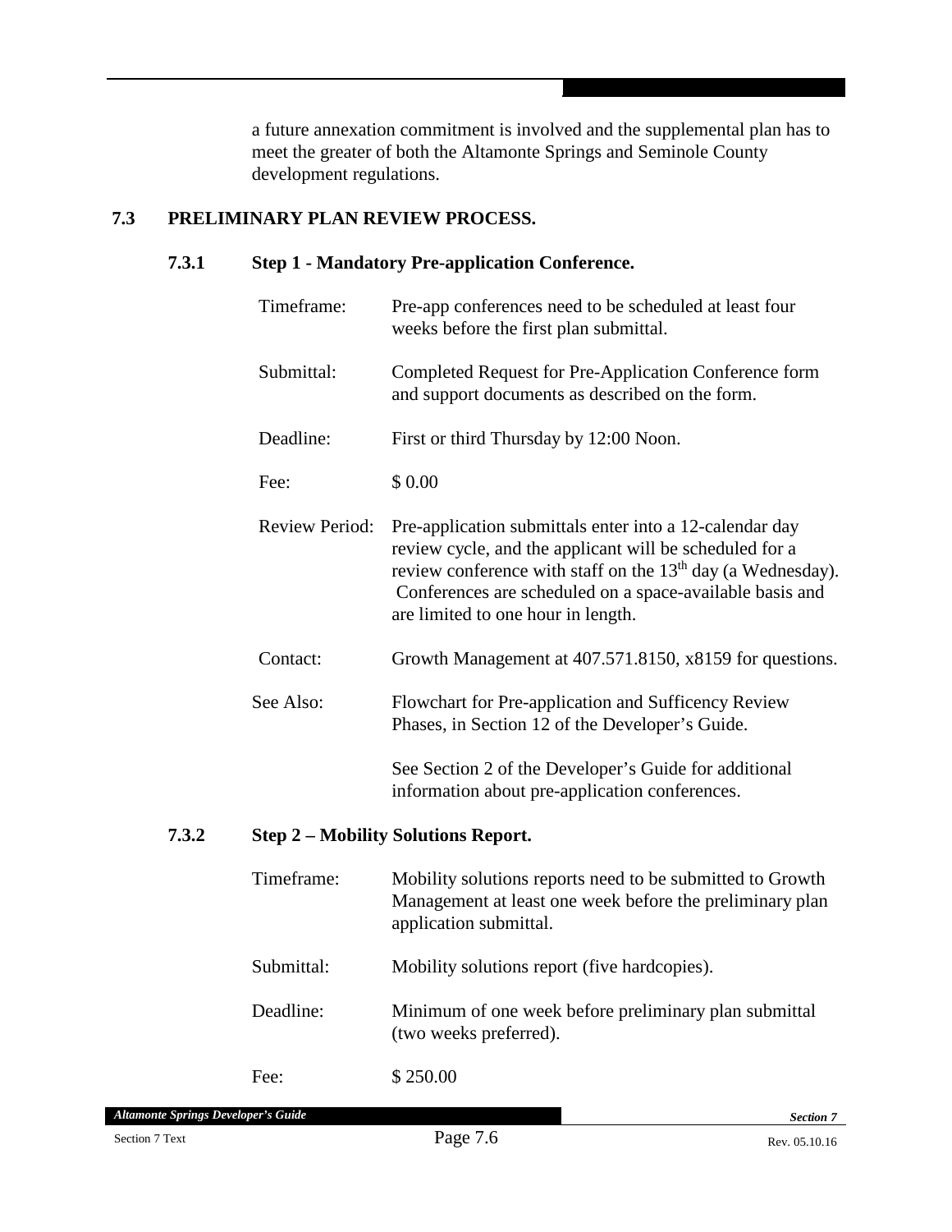a future annexation commitment is involved and the supplemental plan has to meet the greater of both the Altamonte Springs and Seminole County development regulations.

## 7.3 PRELIMINARY PLAN REVIEW PROCESS.

### 7.3.1 Step 1 - Mandatory Pre-application Conference.

| | |
|---|---|
| Timeframe: | Pre-app conferences need to be scheduled at least four weeks before the first plan submittal. |
| Submittal: | Completed Request for Pre-Application Conference form and support documents as described on the form. |
| Deadline: | First or third Thursday by 12:00 Noon. |
| Fee: | $ 0.00 |
| Review Period: | Pre-application submittals enter into a 12-calendar day review cycle, and the applicant will be scheduled for a review conference with staff on the 13th day (a Wednesday). Conferences are scheduled on a space-available basis and are limited to one hour in length. |
| Contact: | Growth Management at 407.571.8150, x8159 for questions. |
| See Also: | Flowchart for Pre-application and Sufficency Review Phases, in Section 12 of the Developer's Guide.<br><br>See Section 2 of the Developer's Guide for additional information about pre-application conferences. |

### 7.3.2 Step 2 – Mobility Solutions Report.

| | |
|---|---|
| Timeframe: | Mobility solutions reports need to be submitted to Growth Management at least one week before the preliminary plan application submittal. |
| Submittal: | Mobility solutions report (five hardcopies). |
| Deadline: | Minimum of one week before preliminary plan submittal (two weeks preferred). |
| Fee: | $ 250.00 |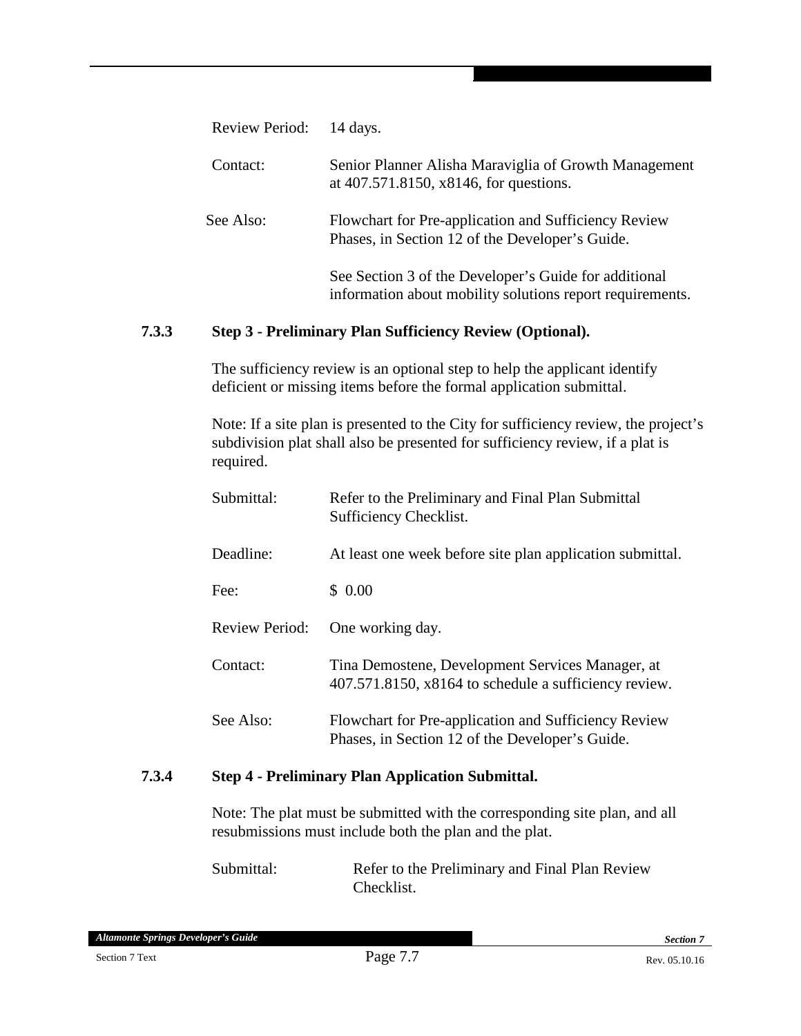| | |
|---|---|
| Review Period: | 14 days. |
| Contact: | Senior Planner Alisha Maraviglia of Growth Management at 407.571.8150, x8146, for questions. |
| See Also: | Flowchart for Pre-application and Sufficiency Review Phases, in Section 12 of the Developer's Guide.<br><br>See Section 3 of the Developer's Guide for additional information about mobility solutions report requirements. |

### 7.3.3 Step 3 - Preliminary Plan Sufficiency Review (Optional).

The sufficiency review is an optional step to help the applicant identify deficient or missing items before the formal application submittal.

Note: If a site plan is presented to the City for sufficiency review, the project's subdivision plat shall also be presented for sufficiency review, if a plat is required.

| | |
|---|---|
| Submittal: | Refer to the Preliminary and Final Plan Submittal Sufficiency Checklist. |
| Deadline: | At least one week before site plan application submittal. |
| Fee: | $ 0.00 |
| Review Period: | One working day. |
| Contact: | Tina Demostene, Development Services Manager, at 407.571.8150, x8164 to schedule a sufficiency review. |
| See Also: | Flowchart for Pre-application and Sufficiency Review Phases, in Section 12 of the Developer's Guide. |

### 7.3.4 Step 4 - Preliminary Plan Application Submittal.

Note: The plat must be submitted with the corresponding site plan, and all resubmissions must include both the plan and the plat.

| | |
|---|---|
| Submittal: | Refer to the Preliminary and Final Plan Review Checklist. |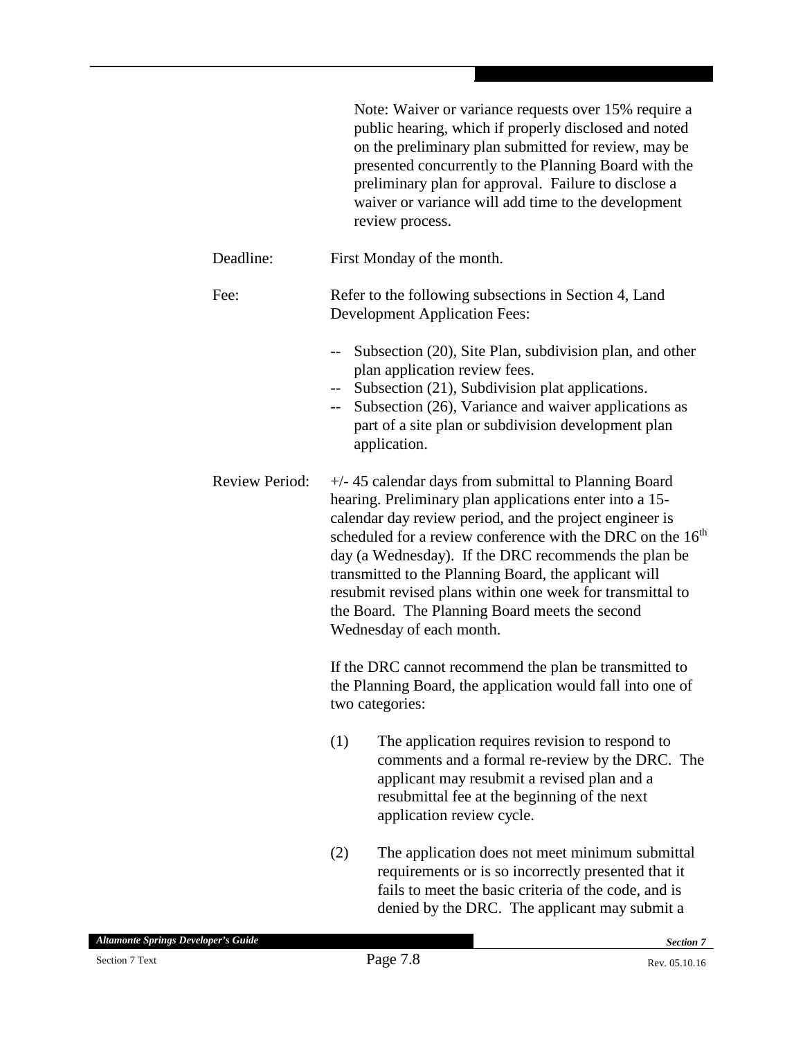Note: Waiver or variance requests over 15% require a public hearing, which if properly disclosed and noted on the preliminary plan submitted for review, may be presented concurrently to the Planning Board with the preliminary plan for approval. Failure to disclose a waiver or variance will add time to the development review process.

Deadline: First Monday of the month.

Fee: Refer to the following subsections in Section 4, Land Development Application Fees:

- Subsection (20), Site Plan, subdivision plan, and other plan application review fees.
- Subsection (21), Subdivision plat applications.
- Subsection (26), Variance and waiver applications as part of a site plan or subdivision development plan application.

Review Period: +/- 45 calendar days from submittal to Planning Board hearing. Preliminary plan applications enter into a 15-calendar day review period, and the project engineer is scheduled for a review conference with the DRC on the 16th day (a Wednesday). If the DRC recommends the plan be transmitted to the Planning Board, the applicant will resubmit revised plans within one week for transmittal to the Board. The Planning Board meets the second Wednesday of each month.

If the DRC cannot recommend the plan be transmitted to the Planning Board, the application would fall into one of two categories:

(1) The application requires revision to respond to comments and a formal re-review by the DRC. The applicant may resubmit a revised plan and a resubmittal fee at the beginning of the next application review cycle.

(2) The application does not meet minimum submittal requirements or is so incorrectly presented that it fails to meet the basic criteria of the code, and is denied by the DRC. The applicant may submit a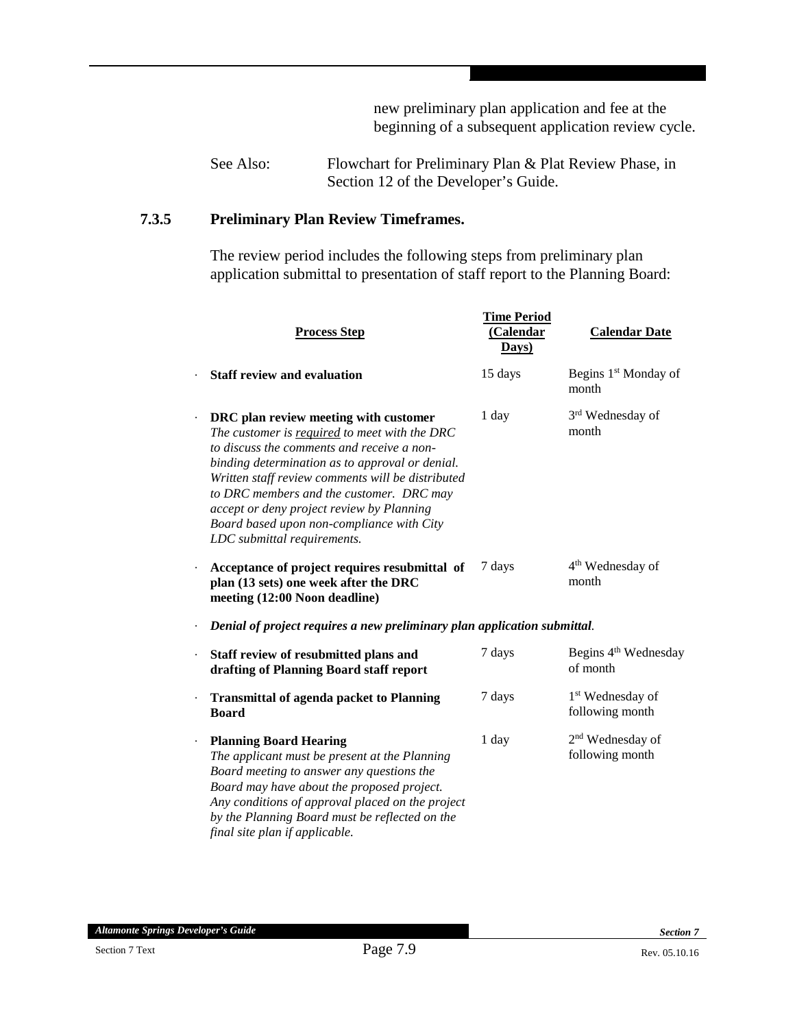new preliminary plan application and fee at the beginning of a subsequent application review cycle.

See Also: Flowchart for Preliminary Plan & Plat Review Phase, in Section 12 of the Developer's Guide.

### 7.3.5 Preliminary Plan Review Timeframes.

The review period includes the following steps from preliminary plan application submittal to presentation of staff report to the Planning Board:

| Process Step | Time Period (Calendar Days) | Calendar Date |
|---|---|---|
| · **Staff review and evaluation** | 15 days | Begins 1st Monday of month |
| · **DRC plan review meeting with customer** *The customer is required to meet with the DRC to discuss the comments and receive a non-binding determination as to approval or denial. Written staff review comments will be distributed to DRC members and the customer. DRC may accept or deny project review by Planning Board based upon non-compliance with City LDC submittal requirements.* | 1 day | 3rd Wednesday of month |
| · **Acceptance of project requires resubmittal of plan (13 sets) one week after the DRC meeting (12:00 Noon deadline)** | 7 days | 4th Wednesday of month |
| · ***Denial of project requires a new preliminary plan application submittal.*** | | |
| · **Staff review of resubmitted plans and drafting of Planning Board staff report** | 7 days | Begins 4th Wednesday of month |
| · **Transmittal of agenda packet to Planning Board** | 7 days | 1st Wednesday of following month |
| · **Planning Board Hearing** *The applicant must be present at the Planning Board meeting to answer any questions the Board may have about the proposed project. Any conditions of approval placed on the project by the Planning Board must be reflected on the final site plan if applicable.* | 1 day | 2nd Wednesday of following month |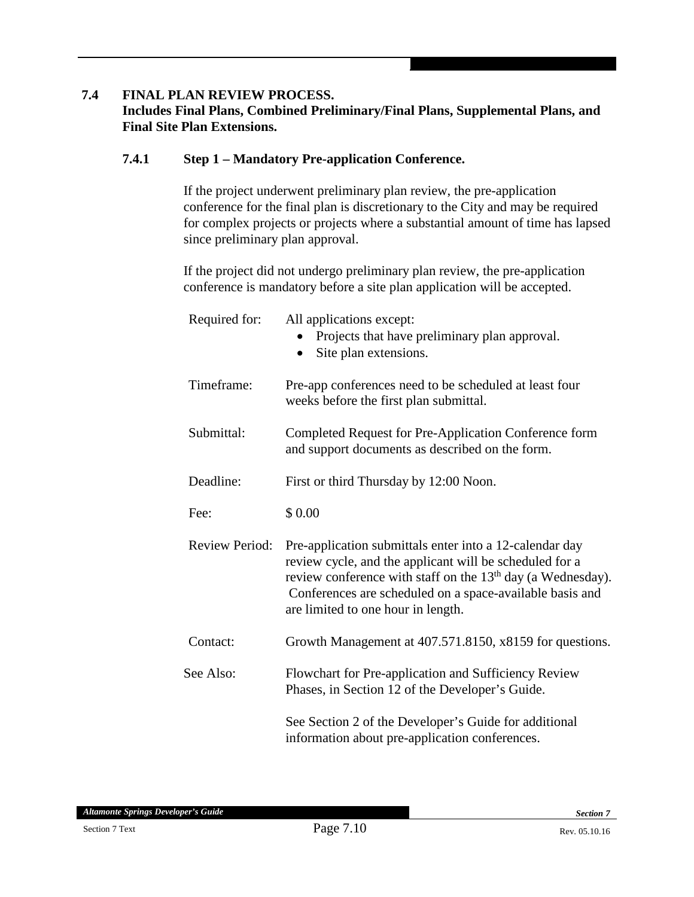## 7.4 FINAL PLAN REVIEW PROCESS.

**Includes Final Plans, Combined Preliminary/Final Plans, Supplemental Plans, and Final Site Plan Extensions.**

### 7.4.1 Step 1 – Mandatory Pre-application Conference.

If the project underwent preliminary plan review, the pre-application conference for the final plan is discretionary to the City and may be required for complex projects or projects where a substantial amount of time has lapsed since preliminary plan approval.

If the project did not undergo preliminary plan review, the pre-application conference is mandatory before a site plan application will be accepted.

Required for: All applications except:

- Projects that have preliminary plan approval.
- Site plan extensions.

Timeframe: Pre-app conferences need to be scheduled at least four weeks before the first plan submittal.

Submittal: Completed Request for Pre-Application Conference form and support documents as described on the form.

Deadline: First or third Thursday by 12:00 Noon.

Fee: $ 0.00

Review Period: Pre-application submittals enter into a 12-calendar day review cycle, and the applicant will be scheduled for a review conference with staff on the 13th day (a Wednesday). Conferences are scheduled on a space-available basis and are limited to one hour in length.

Contact: Growth Management at 407.571.8150, x8159 for questions.

See Also: Flowchart for Pre-application and Sufficiency Review Phases, in Section 12 of the Developer's Guide.

See Section 2 of the Developer's Guide for additional information about pre-application conferences.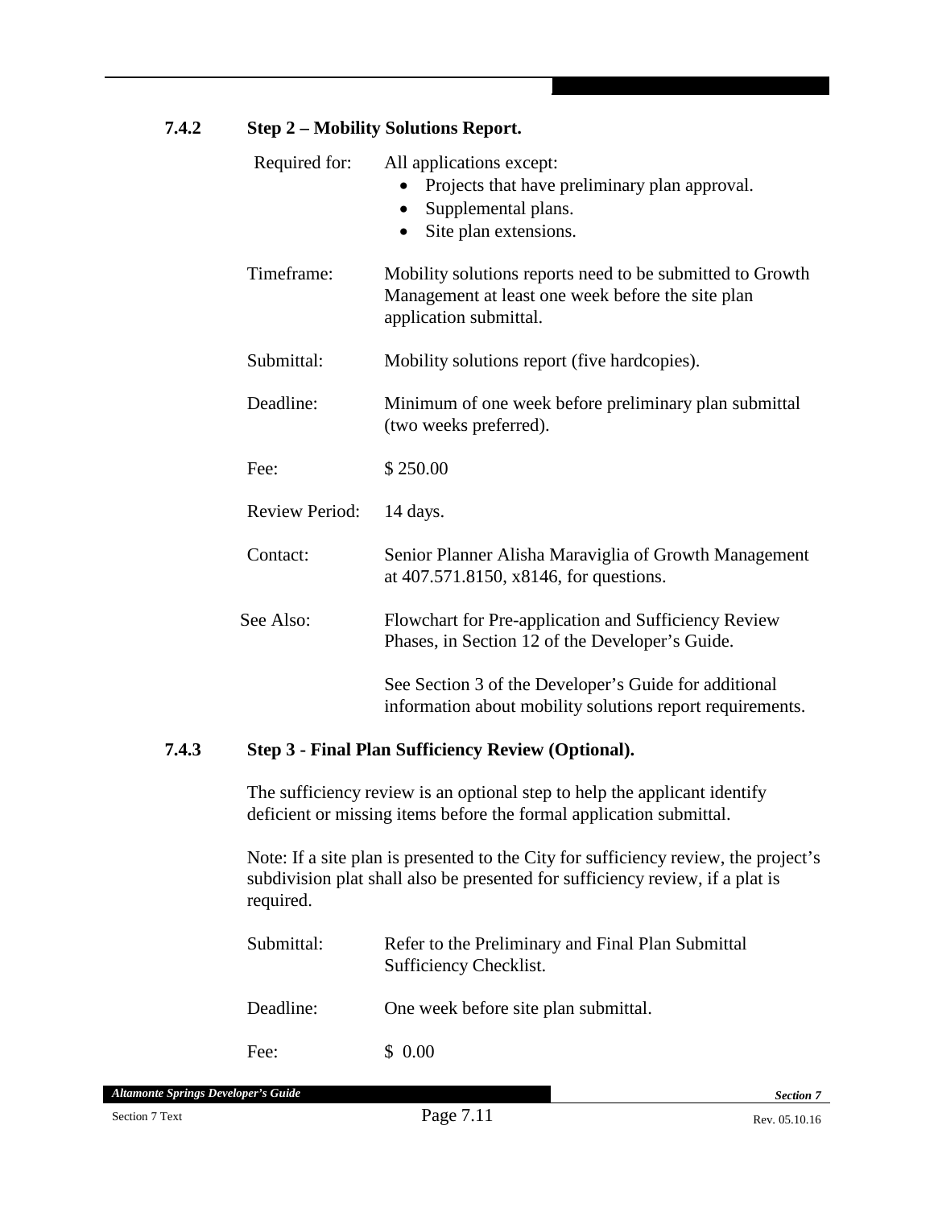### 7.4.2 Step 2 – Mobility Solutions Report.

| | |
|---|---|
| Required for: | All applications except:<br>• Projects that have preliminary plan approval.<br>• Supplemental plans.<br>• Site plan extensions. |
| Timeframe: | Mobility solutions reports need to be submitted to Growth Management at least one week before the site plan application submittal. |
| Submittal: | Mobility solutions report (five hardcopies). |
| Deadline: | Minimum of one week before preliminary plan submittal (two weeks preferred). |
| Fee: | $ 250.00 |
| Review Period: | 14 days. |
| Contact: | Senior Planner Alisha Maraviglia of Growth Management at 407.571.8150, x8146, for questions. |
| See Also: | Flowchart for Pre-application and Sufficiency Review Phases, in Section 12 of the Developer's Guide.<br><br>See Section 3 of the Developer's Guide for additional information about mobility solutions report requirements. |

### 7.4.3 Step 3 - Final Plan Sufficiency Review (Optional).

The sufficiency review is an optional step to help the applicant identify deficient or missing items before the formal application submittal.

Note: If a site plan is presented to the City for sufficiency review, the project's subdivision plat shall also be presented for sufficiency review, if a plat is required.

| | |
|---|---|
| Submittal: | Refer to the Preliminary and Final Plan Submittal Sufficiency Checklist. |
| Deadline: | One week before site plan submittal. |
| Fee: | $ 0.00 |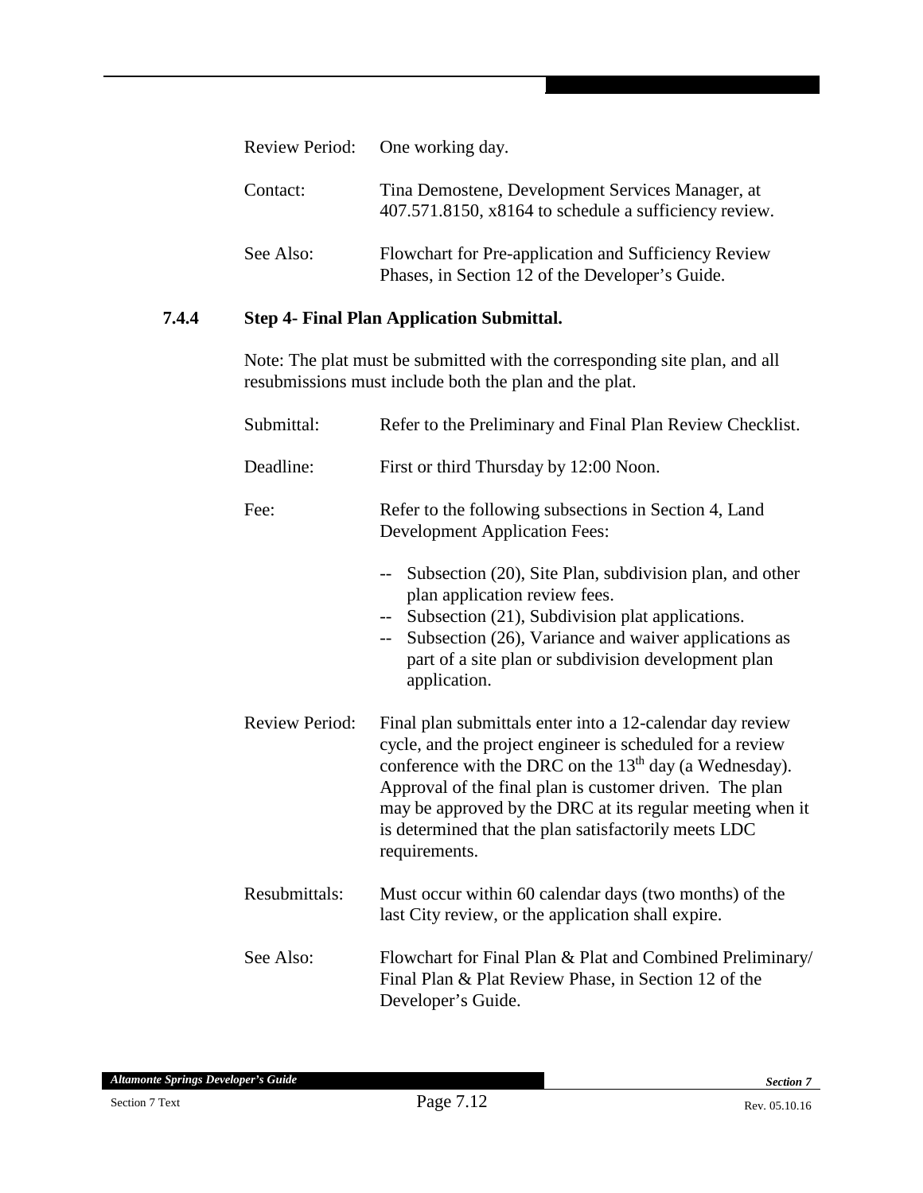Review Period: One working day.

Contact: Tina Demostene, Development Services Manager, at 407.571.8150, x8164 to schedule a sufficiency review.

See Also: Flowchart for Pre-application and Sufficiency Review Phases, in Section 12 of the Developer's Guide.

### 7.4.4 Step 4- Final Plan Application Submittal.

Note: The plat must be submitted with the corresponding site plan, and all resubmissions must include both the plan and the plat.

Submittal: Refer to the Preliminary and Final Plan Review Checklist.

Deadline: First or third Thursday by 12:00 Noon.

Fee: Refer to the following subsections in Section 4, Land Development Application Fees:

-- Subsection (20), Site Plan, subdivision plan, and other plan application review fees.
-- Subsection (21), Subdivision plat applications.
-- Subsection (26), Variance and waiver applications as part of a site plan or subdivision development plan application.

Review Period: Final plan submittals enter into a 12-calendar day review cycle, and the project engineer is scheduled for a review conference with the DRC on the 13th day (a Wednesday). Approval of the final plan is customer driven. The plan may be approved by the DRC at its regular meeting when it is determined that the plan satisfactorily meets LDC requirements.

Resubmittals: Must occur within 60 calendar days (two months) of the last City review, or the application shall expire.

See Also: Flowchart for Final Plan & Plat and Combined Preliminary/ Final Plan & Plat Review Phase, in Section 12 of the Developer's Guide.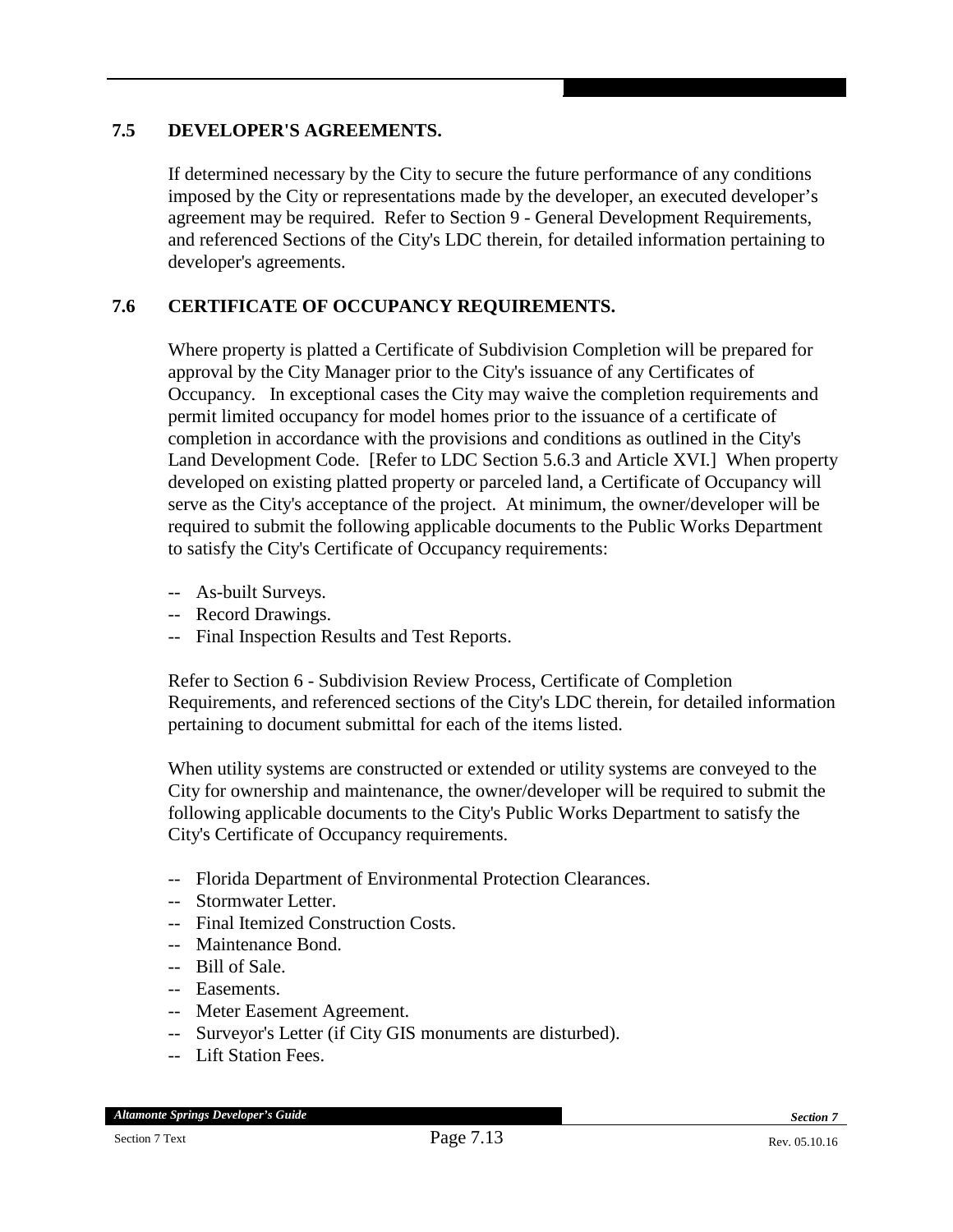## 7.5 DEVELOPER'S AGREEMENTS.

If determined necessary by the City to secure the future performance of any conditions imposed by the City or representations made by the developer, an executed developer's agreement may be required. Refer to Section 9 - General Development Requirements, and referenced Sections of the City's LDC therein, for detailed information pertaining to developer's agreements.

## 7.6 CERTIFICATE OF OCCUPANCY REQUIREMENTS.

Where property is platted a Certificate of Subdivision Completion will be prepared for approval by the City Manager prior to the City's issuance of any Certificates of Occupancy. In exceptional cases the City may waive the completion requirements and permit limited occupancy for model homes prior to the issuance of a certificate of completion in accordance with the provisions and conditions as outlined in the City's Land Development Code. [Refer to LDC Section 5.6.3 and Article XVI.] When property developed on existing platted property or parceled land, a Certificate of Occupancy will serve as the City's acceptance of the project. At minimum, the owner/developer will be required to submit the following applicable documents to the Public Works Department to satisfy the City's Certificate of Occupancy requirements:

- -- As-built Surveys.
- -- Record Drawings.
- -- Final Inspection Results and Test Reports.

Refer to Section 6 - Subdivision Review Process, Certificate of Completion Requirements, and referenced sections of the City's LDC therein, for detailed information pertaining to document submittal for each of the items listed.

When utility systems are constructed or extended or utility systems are conveyed to the City for ownership and maintenance, the owner/developer will be required to submit the following applicable documents to the City's Public Works Department to satisfy the City's Certificate of Occupancy requirements.

- -- Florida Department of Environmental Protection Clearances.
- -- Stormwater Letter.
- -- Final Itemized Construction Costs.
- -- Maintenance Bond.
- -- Bill of Sale.
- -- Easements.
- -- Meter Easement Agreement.
- -- Surveyor's Letter (if City GIS monuments are disturbed).
- -- Lift Station Fees.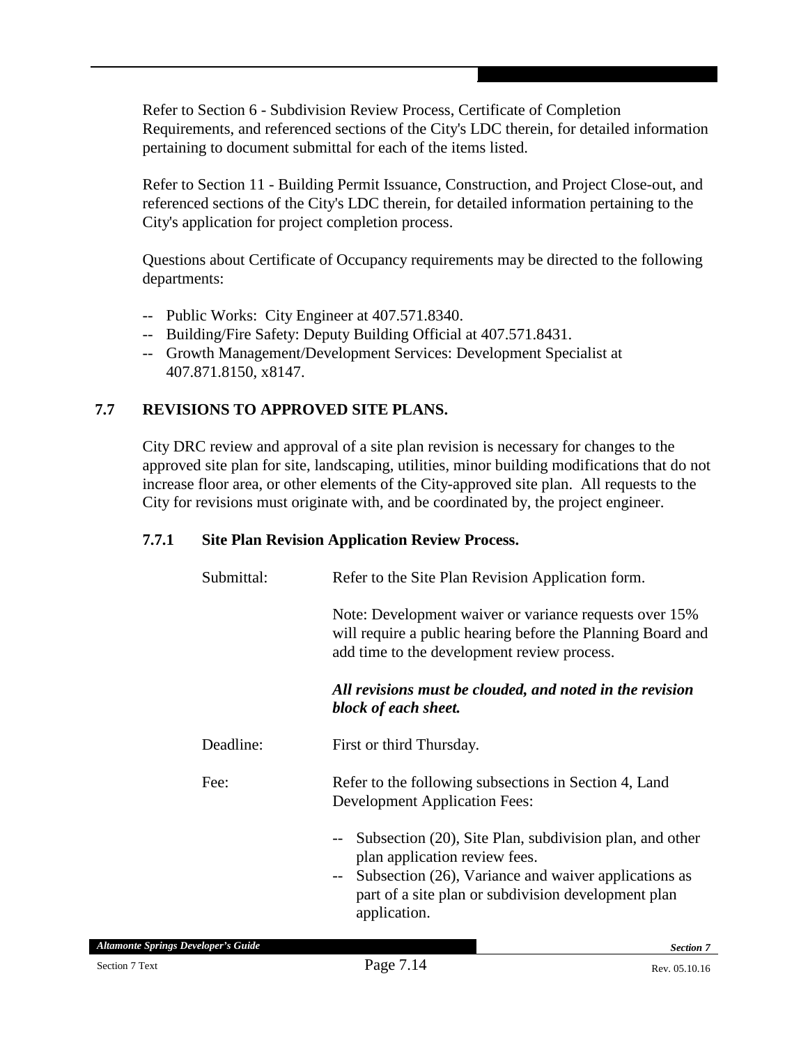Refer to Section 6 - Subdivision Review Process, Certificate of Completion Requirements, and referenced sections of the City's LDC therein, for detailed information pertaining to document submittal for each of the items listed.

Refer to Section 11 - Building Permit Issuance, Construction, and Project Close-out, and referenced sections of the City's LDC therein, for detailed information pertaining to the City's application for project completion process.

Questions about Certificate of Occupancy requirements may be directed to the following departments:

- -- Public Works: City Engineer at 407.571.8340.
- -- Building/Fire Safety: Deputy Building Official at 407.571.8431.
- -- Growth Management/Development Services: Development Specialist at 407.871.8150, x8147.

## 7.7 REVISIONS TO APPROVED SITE PLANS.

City DRC review and approval of a site plan revision is necessary for changes to the approved site plan for site, landscaping, utilities, minor building modifications that do not increase floor area, or other elements of the City-approved site plan. All requests to the City for revisions must originate with, and be coordinated by, the project engineer.

### 7.7.1 Site Plan Revision Application Review Process.

Submittal: Refer to the Site Plan Revision Application form.

Note: Development waiver or variance requests over 15% will require a public hearing before the Planning Board and add time to the development review process.

***All revisions must be clouded, and noted in the revision block of each sheet.***

Deadline: First or third Thursday.

Fee: Refer to the following subsections in Section 4, Land Development Application Fees:

- -- Subsection (20), Site Plan, subdivision plan, and other plan application review fees.
- -- Subsection (26), Variance and waiver applications as part of a site plan or subdivision development plan application.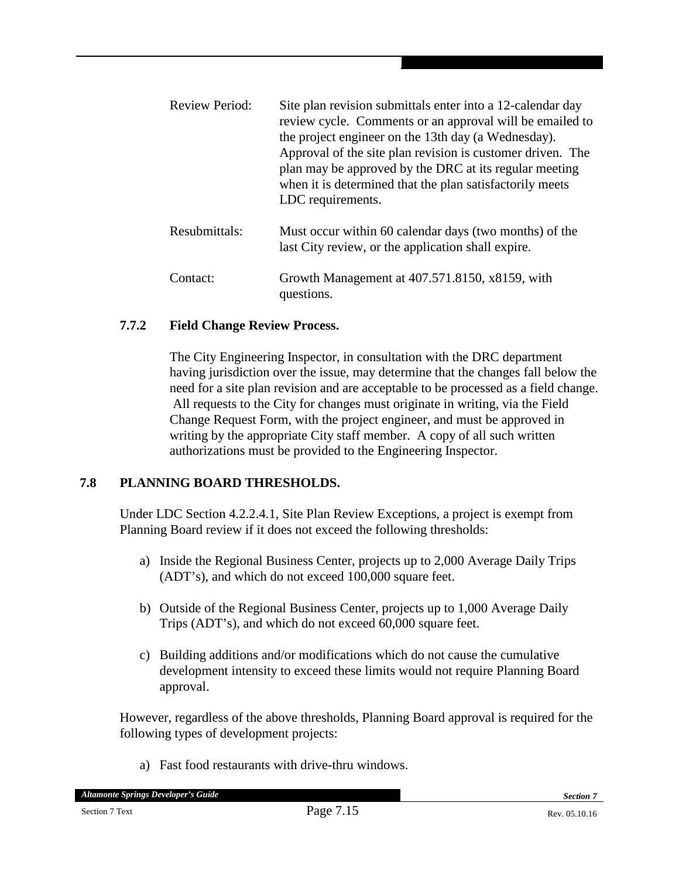Review Period: Site plan revision submittals enter into a 12-calendar day review cycle. Comments or an approval will be emailed to the project engineer on the 13th day (a Wednesday). Approval of the site plan revision is customer driven. The plan may be approved by the DRC at its regular meeting when it is determined that the plan satisfactorily meets LDC requirements.

Resubmittals: Must occur within 60 calendar days (two months) of the last City review, or the application shall expire.

Contact: Growth Management at 407.571.8150, x8159, with questions.

### 7.7.2 Field Change Review Process.

The City Engineering Inspector, in consultation with the DRC department having jurisdiction over the issue, may determine that the changes fall below the need for a site plan revision and are acceptable to be processed as a field change. All requests to the City for changes must originate in writing, via the Field Change Request Form, with the project engineer, and must be approved in writing by the appropriate City staff member. A copy of all such written authorizations must be provided to the Engineering Inspector.

## 7.8 PLANNING BOARD THRESHOLDS.

Under LDC Section 4.2.2.4.1, Site Plan Review Exceptions, a project is exempt from Planning Board review if it does not exceed the following thresholds:

a) Inside the Regional Business Center, projects up to 2,000 Average Daily Trips (ADT's), and which do not exceed 100,000 square feet.

b) Outside of the Regional Business Center, projects up to 1,000 Average Daily Trips (ADT's), and which do not exceed 60,000 square feet.

c) Building additions and/or modifications which do not cause the cumulative development intensity to exceed these limits would not require Planning Board approval.

However, regardless of the above thresholds, Planning Board approval is required for the following types of development projects:

a) Fast food restaurants with drive-thru windows.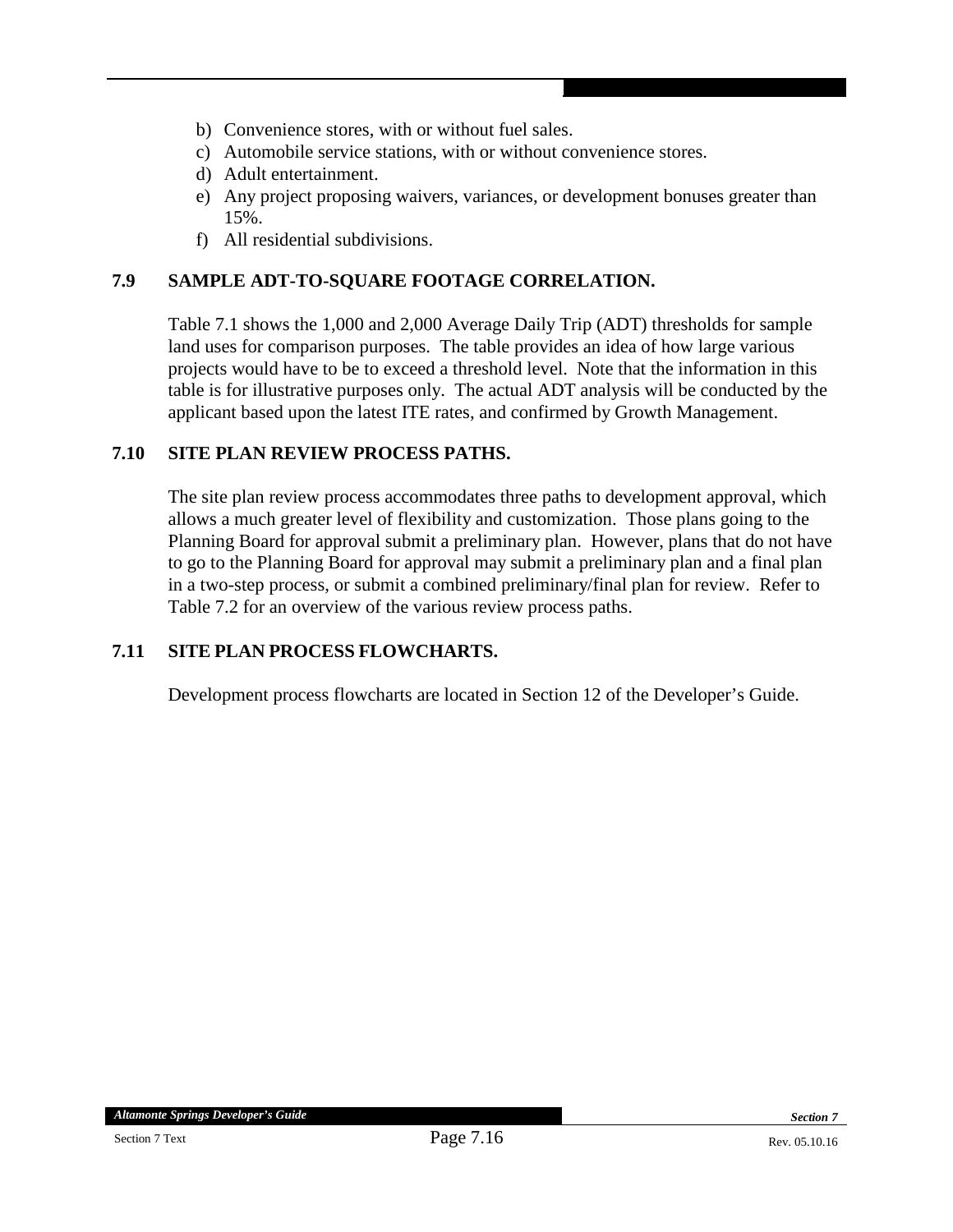b) Convenience stores, with or without fuel sales.
c) Automobile service stations, with or without convenience stores.
d) Adult entertainment.
e) Any project proposing waivers, variances, or development bonuses greater than 15%.
f) All residential subdivisions.

## 7.9 SAMPLE ADT-TO-SQUARE FOOTAGE CORRELATION.

Table 7.1 shows the 1,000 and 2,000 Average Daily Trip (ADT) thresholds for sample land uses for comparison purposes. The table provides an idea of how large various projects would have to be to exceed a threshold level. Note that the information in this table is for illustrative purposes only. The actual ADT analysis will be conducted by the applicant based upon the latest ITE rates, and confirmed by Growth Management.

## 7.10 SITE PLAN REVIEW PROCESS PATHS.

The site plan review process accommodates three paths to development approval, which allows a much greater level of flexibility and customization. Those plans going to the Planning Board for approval submit a preliminary plan. However, plans that do not have to go to the Planning Board for approval may submit a preliminary plan and a final plan in a two-step process, or submit a combined preliminary/final plan for review. Refer to Table 7.2 for an overview of the various review process paths.

## 7.11 SITE PLAN PROCESS FLOWCHARTS.

Development process flowcharts are located in Section 12 of the Developer's Guide.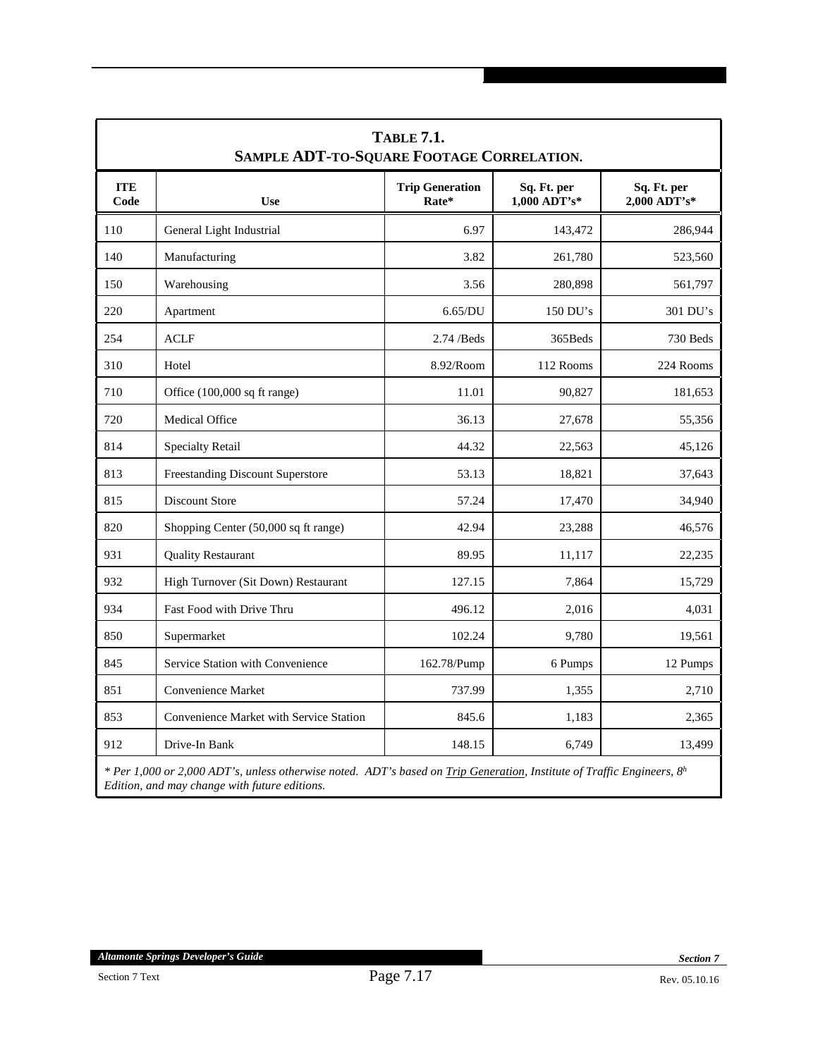**TABLE 7.1.**
**SAMPLE ADT-TO-SQUARE FOOTAGE CORRELATION.**

| ITE Code | Use | Trip Generation Rate* | Sq. Ft. per 1,000 ADT's* | Sq. Ft. per 2,000 ADT's* |
|---|---|---|---|---|
| 110 | General Light Industrial | 6.97 | 143,472 | 286,944 |
| 140 | Manufacturing | 3.82 | 261,780 | 523,560 |
| 150 | Warehousing | 3.56 | 280,898 | 561,797 |
| 220 | Apartment | 6.65/DU | 150 DU's | 301 DU's |
| 254 | ACLF | 2.74 /Beds | 365Beds | 730 Beds |
| 310 | Hotel | 8.92/Room | 112 Rooms | 224 Rooms |
| 710 | Office (100,000 sq ft range) | 11.01 | 90,827 | 181,653 |
| 720 | Medical Office | 36.13 | 27,678 | 55,356 |
| 814 | Specialty Retail | 44.32 | 22,563 | 45,126 |
| 813 | Freestanding Discount Superstore | 53.13 | 18,821 | 37,643 |
| 815 | Discount Store | 57.24 | 17,470 | 34,940 |
| 820 | Shopping Center (50,000 sq ft range) | 42.94 | 23,288 | 46,576 |
| 931 | Quality Restaurant | 89.95 | 11,117 | 22,235 |
| 932 | High Turnover (Sit Down) Restaurant | 127.15 | 7,864 | 15,729 |
| 934 | Fast Food with Drive Thru | 496.12 | 2,016 | 4,031 |
| 850 | Supermarket | 102.24 | 9,780 | 19,561 |
| 845 | Service Station with Convenience | 162.78/Pump | 6 Pumps | 12 Pumps |
| 851 | Convenience Market | 737.99 | 1,355 | 2,710 |
| 853 | Convenience Market with Service Station | 845.6 | 1,183 | 2,365 |
| 912 | Drive-In Bank | 148.15 | 6,749 | 13,499 |

*\* Per 1,000 or 2,000 ADT's, unless otherwise noted. ADT's based on Trip Generation, Institute of Traffic Engineers, 8h Edition, and may change with future editions.*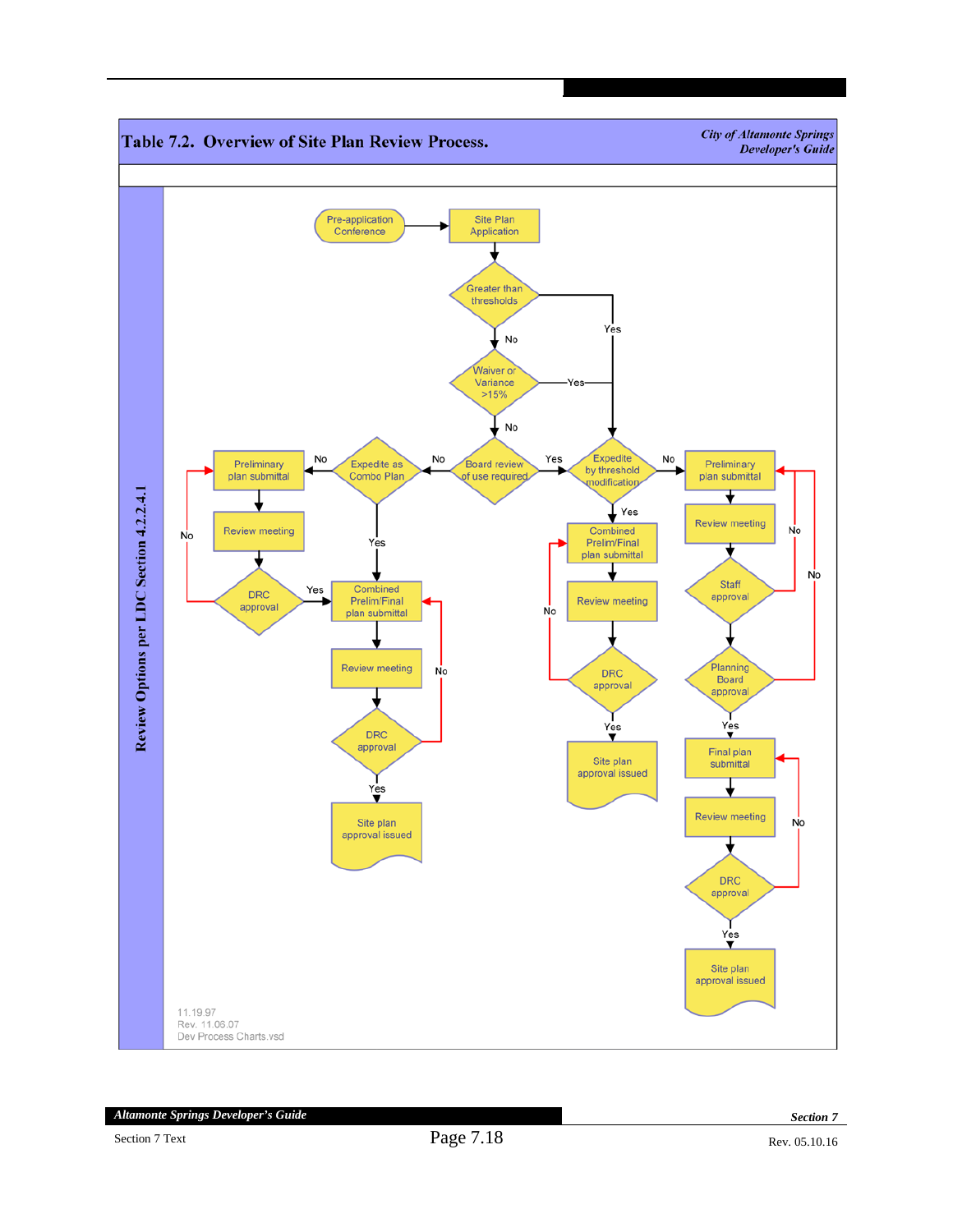# Table 7.2. Overview of Site Plan Review Process.

*City of Altamonte Springs Developer's Guide*

**Review Options per LDC Section 4.2.2.4.1**

Pre-application Conference

Site Plan Application

Greater than thresholds

Yes

No

Waiver or Variance >15%

Yes

No

Board review of use required

No

Yes

Expedite as Combo Plan

No

Yes

Preliminary plan submittal

Review meeting

DRC approval

No

Yes

Combined Prelim/Final plan submittal

Review meeting

DRC approval

No

Yes

Site plan approval issued

Expedite by threshold modification

Yes

No

Combined Prelim/Final plan submittal

Review meeting

DRC approval

No

Yes

Site plan approval issued

Preliminary plan submittal

Review meeting

Staff approval

No

Planning Board approval

No

Yes

Final plan submittal

Review meeting

DRC approval

No

Yes

Site plan approval issued

11.19.97
Rev. 11.06.07
Dev Process Charts.vsd